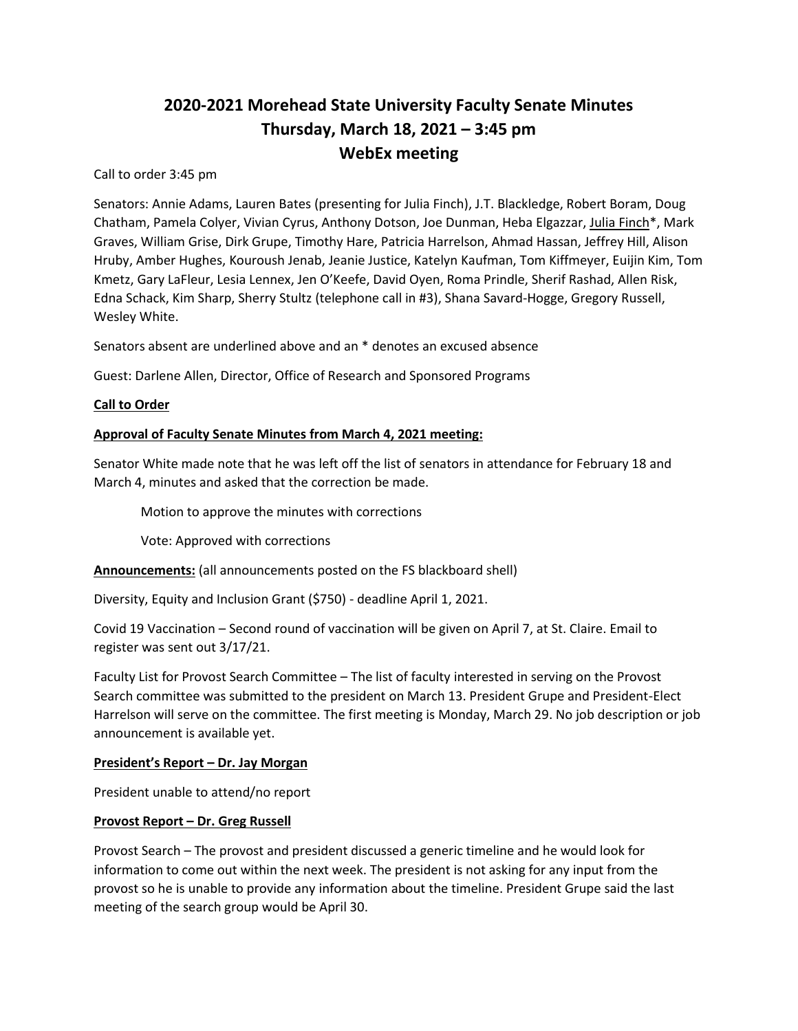# 2020-2021 Morehead State University Faculty Senate Minutes
## Thursday, March 18, 2021 – 3:45 pm
## WebEx meeting

Call to order 3:45 pm

Senators: Annie Adams, Lauren Bates (presenting for Julia Finch), J.T. Blackledge, Robert Boram, Doug Chatham, Pamela Colyer, Vivian Cyrus, Anthony Dotson, Joe Dunman, Heba Elgazzar, <u>Julia Finch</u>*, Mark Graves, William Grise, Dirk Grupe, Timothy Hare, Patricia Harrelson, Ahmad Hassan, Jeffrey Hill, Alison Hruby, Amber Hughes, Kouroush Jenab, Jeanie Justice, Katelyn Kaufman, Tom Kiffmeyer, Euijin Kim, Tom Kmetz, Gary LaFleur, Lesia Lennex, Jen O'Keefe, David Oyen, Roma Prindle, Sherif Rashad, Allen Risk, Edna Schack, Kim Sharp, Sherry Stultz (telephone call in #3), Shana Savard-Hogge, Gregory Russell, Wesley White.

Senators absent are underlined above and an * denotes an excused absence

Guest: Darlene Allen, Director, Office of Research and Sponsored Programs

**<u>Call to Order</u>**

**<u>Approval of Faculty Senate Minutes from March 4, 2021 meeting:</u>**

Senator White made note that he was left off the list of senators in attendance for February 18 and March 4, minutes and asked that the correction be made.

> Motion to approve the minutes with corrections
>
> Vote: Approved with corrections

**<u>Announcements:</u>** (all announcements posted on the FS blackboard shell)

Diversity, Equity and Inclusion Grant ($750) - deadline April 1, 2021.

Covid 19 Vaccination – Second round of vaccination will be given on April 7, at St. Claire. Email to register was sent out 3/17/21.

Faculty List for Provost Search Committee – The list of faculty interested in serving on the Provost Search committee was submitted to the president on March 13. President Grupe and President-Elect Harrelson will serve on the committee. The first meeting is Monday, March 29. No job description or job announcement is available yet.

**<u>President's Report – Dr. Jay Morgan</u>**

President unable to attend/no report

**<u>Provost Report – Dr. Greg Russell</u>**

Provost Search – The provost and president discussed a generic timeline and he would look for information to come out within the next week. The president is not asking for any input from the provost so he is unable to provide any information about the timeline. President Grupe said the last meeting of the search group would be April 30.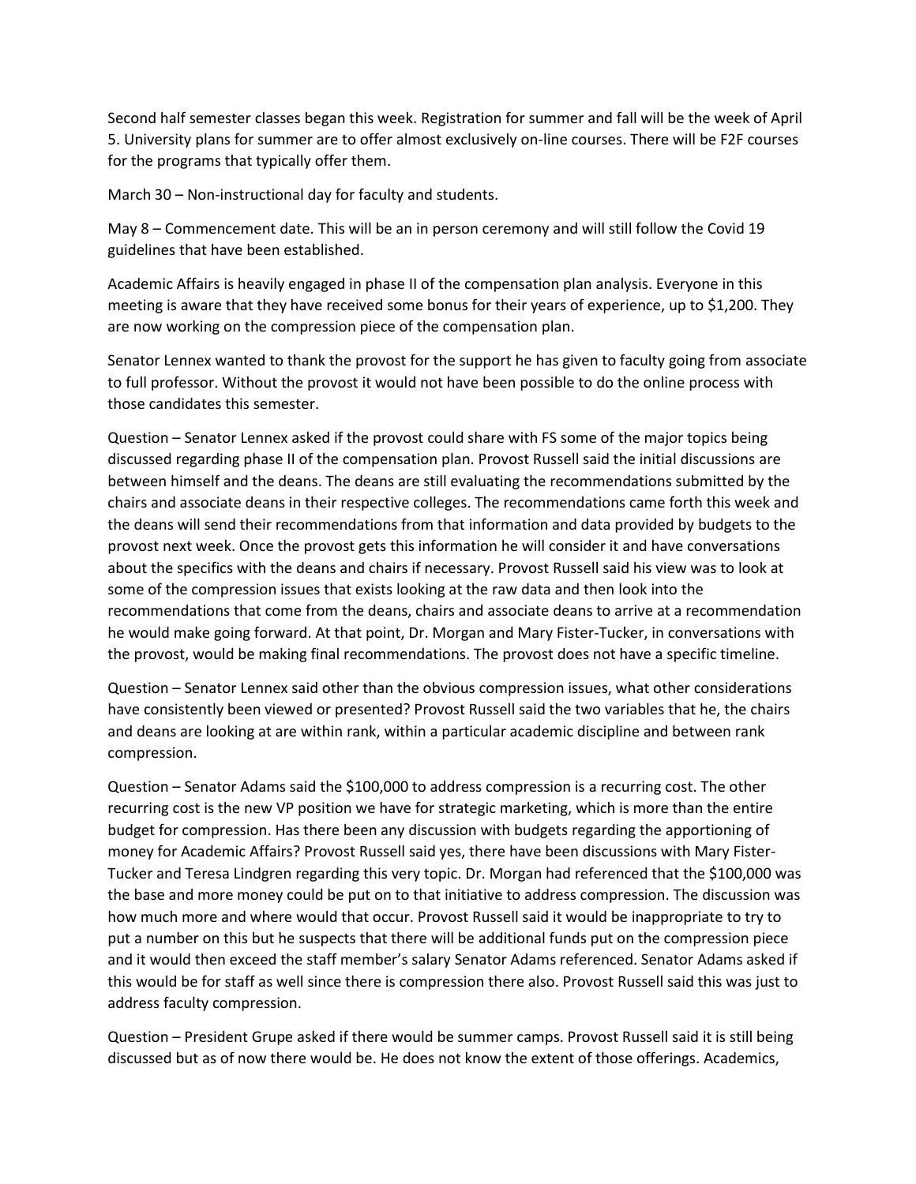Second half semester classes began this week. Registration for summer and fall will be the week of April 5. University plans for summer are to offer almost exclusively on-line courses. There will be F2F courses for the programs that typically offer them.

March 30 – Non-instructional day for faculty and students.

May 8 – Commencement date. This will be an in person ceremony and will still follow the Covid 19 guidelines that have been established.

Academic Affairs is heavily engaged in phase II of the compensation plan analysis. Everyone in this meeting is aware that they have received some bonus for their years of experience, up to $1,200. They are now working on the compression piece of the compensation plan.

Senator Lennex wanted to thank the provost for the support he has given to faculty going from associate to full professor. Without the provost it would not have been possible to do the online process with those candidates this semester.

Question – Senator Lennex asked if the provost could share with FS some of the major topics being discussed regarding phase II of the compensation plan. Provost Russell said the initial discussions are between himself and the deans. The deans are still evaluating the recommendations submitted by the chairs and associate deans in their respective colleges. The recommendations came forth this week and the deans will send their recommendations from that information and data provided by budgets to the provost next week. Once the provost gets this information he will consider it and have conversations about the specifics with the deans and chairs if necessary. Provost Russell said his view was to look at some of the compression issues that exists looking at the raw data and then look into the recommendations that come from the deans, chairs and associate deans to arrive at a recommendation he would make going forward. At that point, Dr. Morgan and Mary Fister-Tucker, in conversations with the provost, would be making final recommendations. The provost does not have a specific timeline.

Question – Senator Lennex said other than the obvious compression issues, what other considerations have consistently been viewed or presented? Provost Russell said the two variables that he, the chairs and deans are looking at are within rank, within a particular academic discipline and between rank compression.

Question – Senator Adams said the $100,000 to address compression is a recurring cost. The other recurring cost is the new VP position we have for strategic marketing, which is more than the entire budget for compression. Has there been any discussion with budgets regarding the apportioning of money for Academic Affairs? Provost Russell said yes, there have been discussions with Mary Fister-Tucker and Teresa Lindgren regarding this very topic. Dr. Morgan had referenced that the $100,000 was the base and more money could be put on to that initiative to address compression. The discussion was how much more and where would that occur. Provost Russell said it would be inappropriate to try to put a number on this but he suspects that there will be additional funds put on the compression piece and it would then exceed the staff member's salary Senator Adams referenced. Senator Adams asked if this would be for staff as well since there is compression there also. Provost Russell said this was just to address faculty compression.

Question – President Grupe asked if there would be summer camps. Provost Russell said it is still being discussed but as of now there would be. He does not know the extent of those offerings. Academics,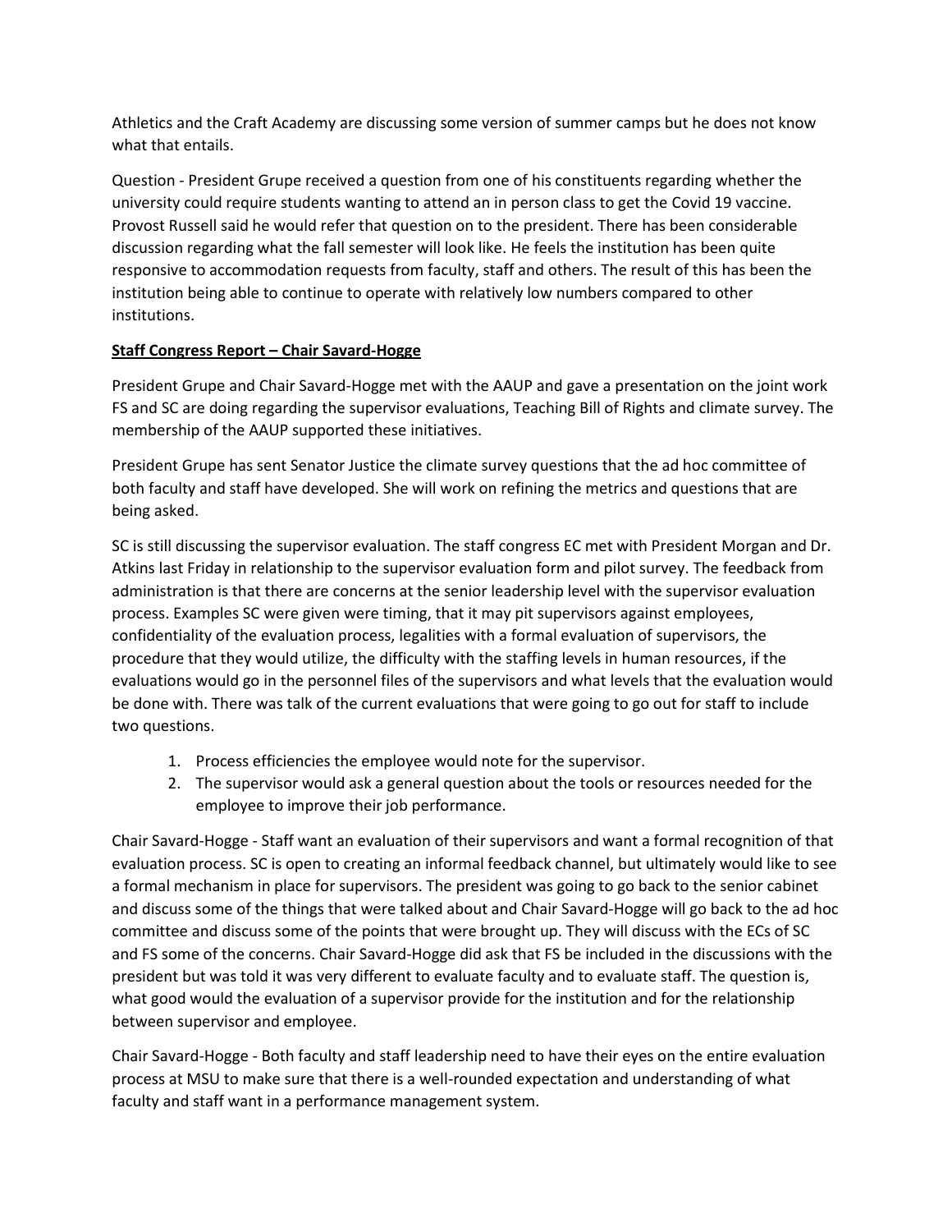Athletics and the Craft Academy are discussing some version of summer camps but he does not know what that entails.

Question - President Grupe received a question from one of his constituents regarding whether the university could require students wanting to attend an in person class to get the Covid 19 vaccine. Provost Russell said he would refer that question on to the president. There has been considerable discussion regarding what the fall semester will look like. He feels the institution has been quite responsive to accommodation requests from faculty, staff and others. The result of this has been the institution being able to continue to operate with relatively low numbers compared to other institutions.

**Staff Congress Report – Chair Savard-Hogge**

President Grupe and Chair Savard-Hogge met with the AAUP and gave a presentation on the joint work FS and SC are doing regarding the supervisor evaluations, Teaching Bill of Rights and climate survey. The membership of the AAUP supported these initiatives.

President Grupe has sent Senator Justice the climate survey questions that the ad hoc committee of both faculty and staff have developed. She will work on refining the metrics and questions that are being asked.

SC is still discussing the supervisor evaluation. The staff congress EC met with President Morgan and Dr. Atkins last Friday in relationship to the supervisor evaluation form and pilot survey. The feedback from administration is that there are concerns at the senior leadership level with the supervisor evaluation process. Examples SC were given were timing, that it may pit supervisors against employees, confidentiality of the evaluation process, legalities with a formal evaluation of supervisors, the procedure that they would utilize, the difficulty with the staffing levels in human resources, if the evaluations would go in the personnel files of the supervisors and what levels that the evaluation would be done with. There was talk of the current evaluations that were going to go out for staff to include two questions.

1. Process efficiencies the employee would note for the supervisor.
2. The supervisor would ask a general question about the tools or resources needed for the employee to improve their job performance.

Chair Savard-Hogge - Staff want an evaluation of their supervisors and want a formal recognition of that evaluation process. SC is open to creating an informal feedback channel, but ultimately would like to see a formal mechanism in place for supervisors. The president was going to go back to the senior cabinet and discuss some of the things that were talked about and Chair Savard-Hogge will go back to the ad hoc committee and discuss some of the points that were brought up. They will discuss with the ECs of SC and FS some of the concerns. Chair Savard-Hogge did ask that FS be included in the discussions with the president but was told it was very different to evaluate faculty and to evaluate staff. The question is, what good would the evaluation of a supervisor provide for the institution and for the relationship between supervisor and employee.

Chair Savard-Hogge - Both faculty and staff leadership need to have their eyes on the entire evaluation process at MSU to make sure that there is a well-rounded expectation and understanding of what faculty and staff want in a performance management system.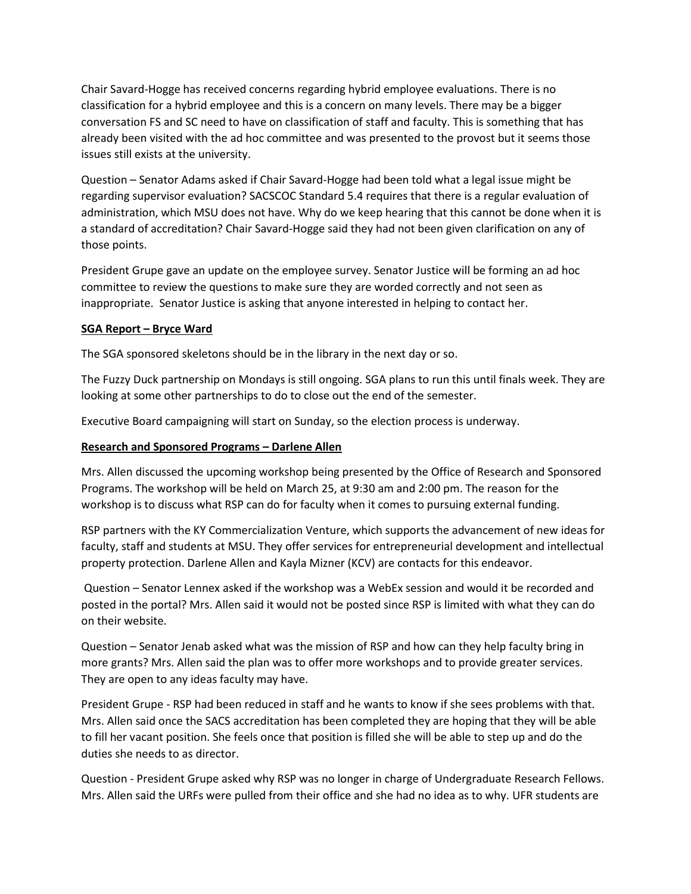Chair Savard-Hogge has received concerns regarding hybrid employee evaluations. There is no classification for a hybrid employee and this is a concern on many levels. There may be a bigger conversation FS and SC need to have on classification of staff and faculty. This is something that has already been visited with the ad hoc committee and was presented to the provost but it seems those issues still exists at the university.

Question – Senator Adams asked if Chair Savard-Hogge had been told what a legal issue might be regarding supervisor evaluation? SACSCOC Standard 5.4 requires that there is a regular evaluation of administration, which MSU does not have. Why do we keep hearing that this cannot be done when it is a standard of accreditation? Chair Savard-Hogge said they had not been given clarification on any of those points.

President Grupe gave an update on the employee survey. Senator Justice will be forming an ad hoc committee to review the questions to make sure they are worded correctly and not seen as inappropriate. Senator Justice is asking that anyone interested in helping to contact her.

**SGA Report – Bryce Ward**

The SGA sponsored skeletons should be in the library in the next day or so.

The Fuzzy Duck partnership on Mondays is still ongoing. SGA plans to run this until finals week. They are looking at some other partnerships to do to close out the end of the semester.

Executive Board campaigning will start on Sunday, so the election process is underway.

**Research and Sponsored Programs – Darlene Allen**

Mrs. Allen discussed the upcoming workshop being presented by the Office of Research and Sponsored Programs. The workshop will be held on March 25, at 9:30 am and 2:00 pm. The reason for the workshop is to discuss what RSP can do for faculty when it comes to pursuing external funding.

RSP partners with the KY Commercialization Venture, which supports the advancement of new ideas for faculty, staff and students at MSU. They offer services for entrepreneurial development and intellectual property protection. Darlene Allen and Kayla Mizner (KCV) are contacts for this endeavor.

Question – Senator Lennex asked if the workshop was a WebEx session and would it be recorded and posted in the portal? Mrs. Allen said it would not be posted since RSP is limited with what they can do on their website.

Question – Senator Jenab asked what was the mission of RSP and how can they help faculty bring in more grants? Mrs. Allen said the plan was to offer more workshops and to provide greater services. They are open to any ideas faculty may have.

President Grupe - RSP had been reduced in staff and he wants to know if she sees problems with that. Mrs. Allen said once the SACS accreditation has been completed they are hoping that they will be able to fill her vacant position. She feels once that position is filled she will be able to step up and do the duties she needs to as director.

Question - President Grupe asked why RSP was no longer in charge of Undergraduate Research Fellows. Mrs. Allen said the URFs were pulled from their office and she had no idea as to why. UFR students are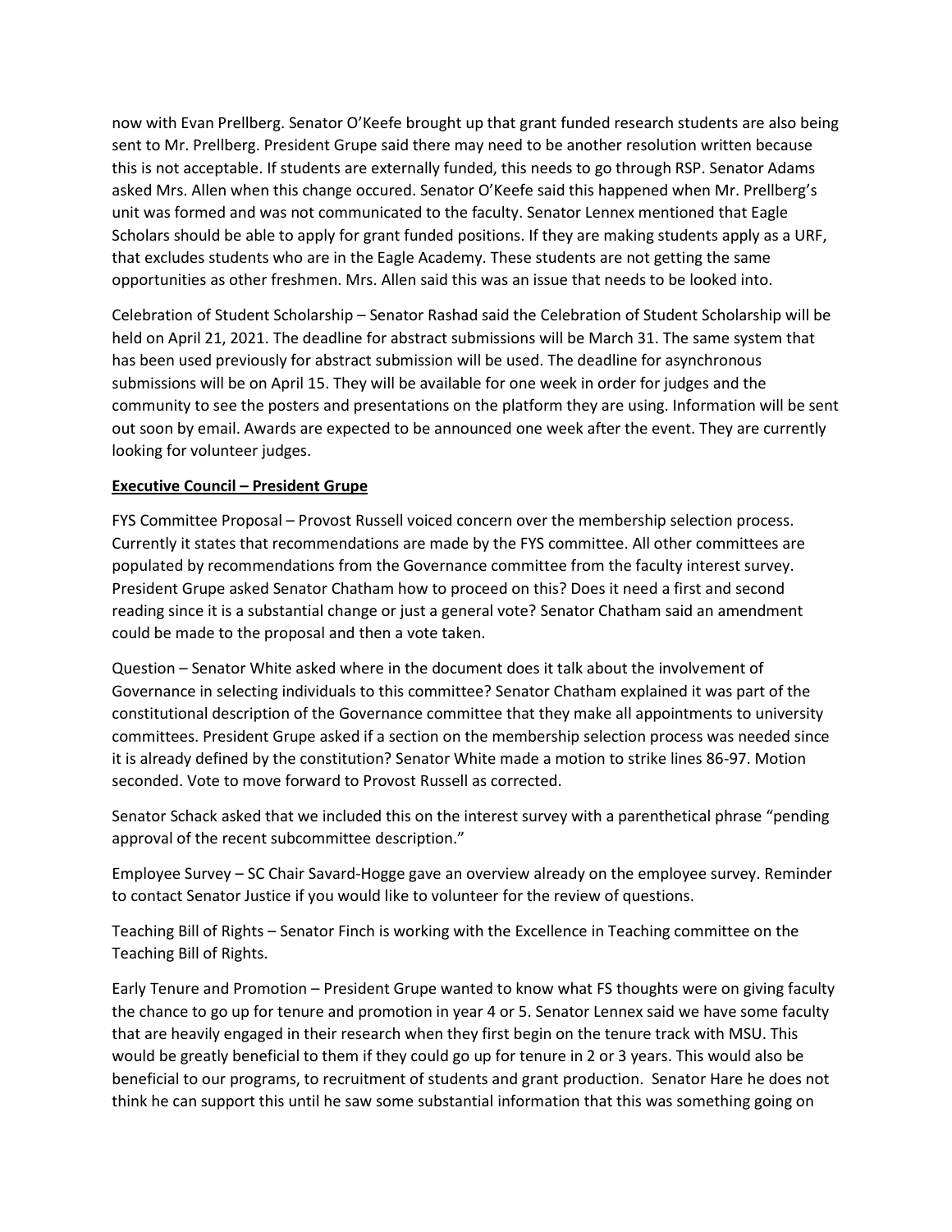now with Evan Prellberg. Senator O'Keefe brought up that grant funded research students are also being sent to Mr. Prellberg. President Grupe said there may need to be another resolution written because this is not acceptable. If students are externally funded, this needs to go through RSP. Senator Adams asked Mrs. Allen when this change occured. Senator O'Keefe said this happened when Mr. Prellberg's unit was formed and was not communicated to the faculty. Senator Lennex mentioned that Eagle Scholars should be able to apply for grant funded positions. If they are making students apply as a URF, that excludes students who are in the Eagle Academy. These students are not getting the same opportunities as other freshmen. Mrs. Allen said this was an issue that needs to be looked into.

Celebration of Student Scholarship – Senator Rashad said the Celebration of Student Scholarship will be held on April 21, 2021. The deadline for abstract submissions will be March 31. The same system that has been used previously for abstract submission will be used. The deadline for asynchronous submissions will be on April 15. They will be available for one week in order for judges and the community to see the posters and presentations on the platform they are using. Information will be sent out soon by email. Awards are expected to be announced one week after the event. They are currently looking for volunteer judges.

**Executive Council – President Grupe**

FYS Committee Proposal – Provost Russell voiced concern over the membership selection process. Currently it states that recommendations are made by the FYS committee. All other committees are populated by recommendations from the Governance committee from the faculty interest survey. President Grupe asked Senator Chatham how to proceed on this? Does it need a first and second reading since it is a substantial change or just a general vote? Senator Chatham said an amendment could be made to the proposal and then a vote taken.

Question – Senator White asked where in the document does it talk about the involvement of Governance in selecting individuals to this committee? Senator Chatham explained it was part of the constitutional description of the Governance committee that they make all appointments to university committees. President Grupe asked if a section on the membership selection process was needed since it is already defined by the constitution? Senator White made a motion to strike lines 86-97. Motion seconded. Vote to move forward to Provost Russell as corrected.

Senator Schack asked that we included this on the interest survey with a parenthetical phrase "pending approval of the recent subcommittee description."

Employee Survey – SC Chair Savard-Hogge gave an overview already on the employee survey. Reminder to contact Senator Justice if you would like to volunteer for the review of questions.

Teaching Bill of Rights – Senator Finch is working with the Excellence in Teaching committee on the Teaching Bill of Rights.

Early Tenure and Promotion – President Grupe wanted to know what FS thoughts were on giving faculty the chance to go up for tenure and promotion in year 4 or 5. Senator Lennex said we have some faculty that are heavily engaged in their research when they first begin on the tenure track with MSU. This would be greatly beneficial to them if they could go up for tenure in 2 or 3 years. This would also be beneficial to our programs, to recruitment of students and grant production. Senator Hare he does not think he can support this until he saw some substantial information that this was something going on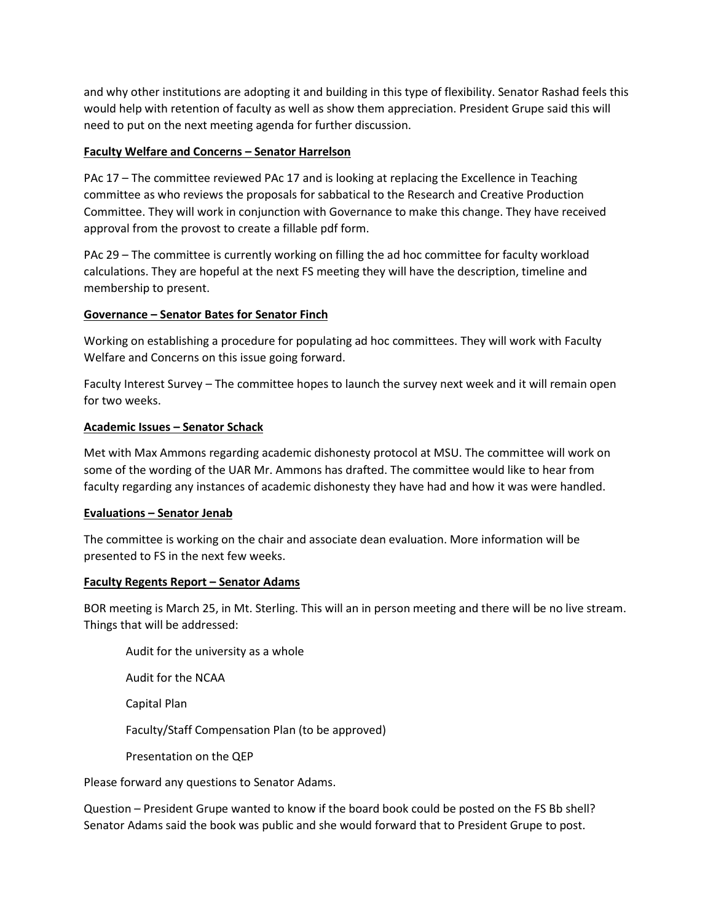and why other institutions are adopting it and building in this type of flexibility. Senator Rashad feels this would help with retention of faculty as well as show them appreciation. President Grupe said this will need to put on the next meeting agenda for further discussion.

**Faculty Welfare and Concerns – Senator Harrelson**

PAc 17 – The committee reviewed PAc 17 and is looking at replacing the Excellence in Teaching committee as who reviews the proposals for sabbatical to the Research and Creative Production Committee. They will work in conjunction with Governance to make this change. They have received approval from the provost to create a fillable pdf form.

PAc 29 – The committee is currently working on filling the ad hoc committee for faculty workload calculations. They are hopeful at the next FS meeting they will have the description, timeline and membership to present.

**Governance – Senator Bates for Senator Finch**

Working on establishing a procedure for populating ad hoc committees. They will work with Faculty Welfare and Concerns on this issue going forward.

Faculty Interest Survey – The committee hopes to launch the survey next week and it will remain open for two weeks.

**Academic Issues – Senator Schack**

Met with Max Ammons regarding academic dishonesty protocol at MSU. The committee will work on some of the wording of the UAR Mr. Ammons has drafted. The committee would like to hear from faculty regarding any instances of academic dishonesty they have had and how it was were handled.

**Evaluations – Senator Jenab**

The committee is working on the chair and associate dean evaluation. More information will be presented to FS in the next few weeks.

**Faculty Regents Report – Senator Adams**

BOR meeting is March 25, in Mt. Sterling. This will an in person meeting and there will be no live stream. Things that will be addressed:

- Audit for the university as a whole
- Audit for the NCAA
- Capital Plan
- Faculty/Staff Compensation Plan (to be approved)
- Presentation on the QEP

Please forward any questions to Senator Adams.

Question – President Grupe wanted to know if the board book could be posted on the FS Bb shell? Senator Adams said the book was public and she would forward that to President Grupe to post.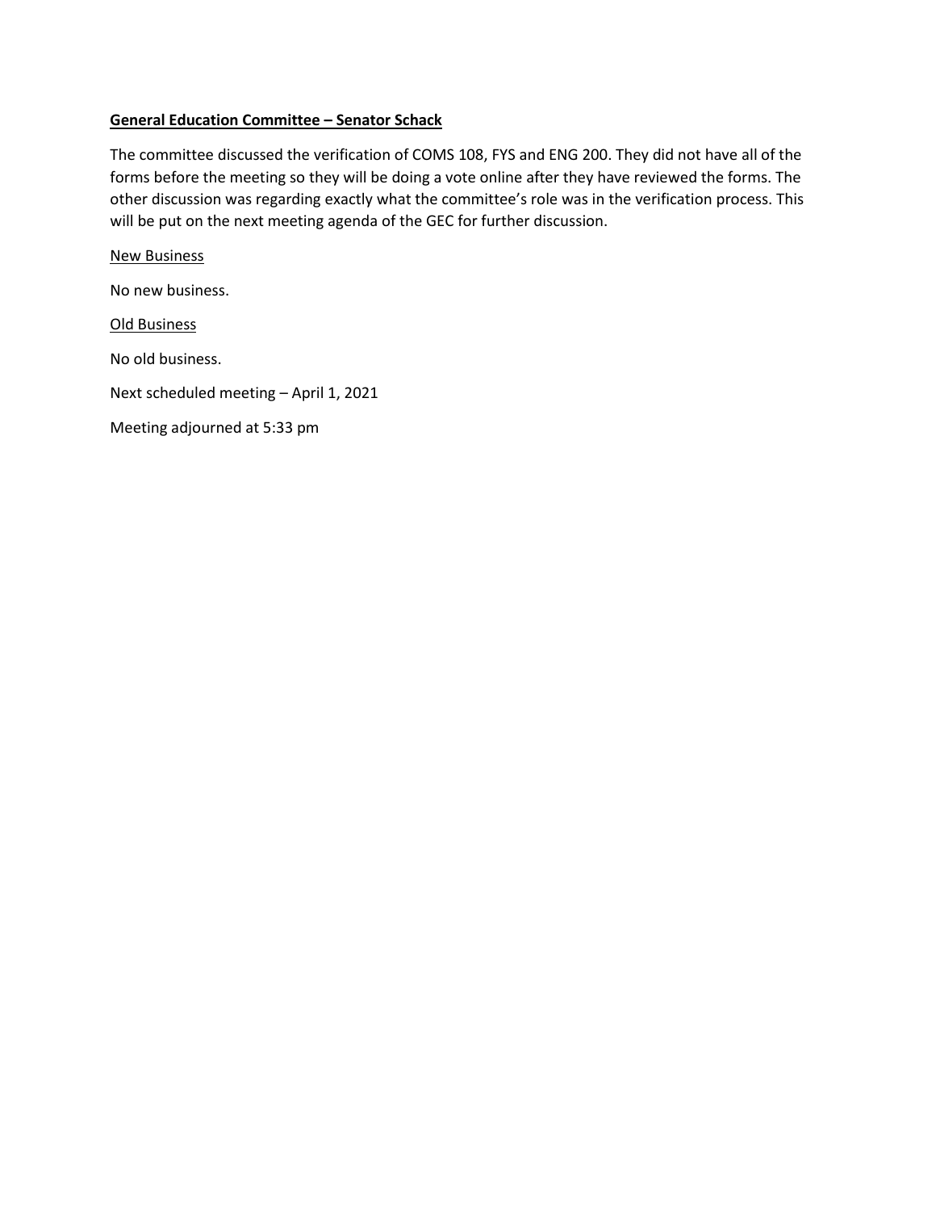**General Education Committee – Senator Schack**

The committee discussed the verification of COMS 108, FYS and ENG 200. They did not have all of the forms before the meeting so they will be doing a vote online after they have reviewed the forms. The other discussion was regarding exactly what the committee's role was in the verification process. This will be put on the next meeting agenda of the GEC for further discussion.

New Business

No new business.

Old Business

No old business.

Next scheduled meeting – April 1, 2021

Meeting adjourned at 5:33 pm